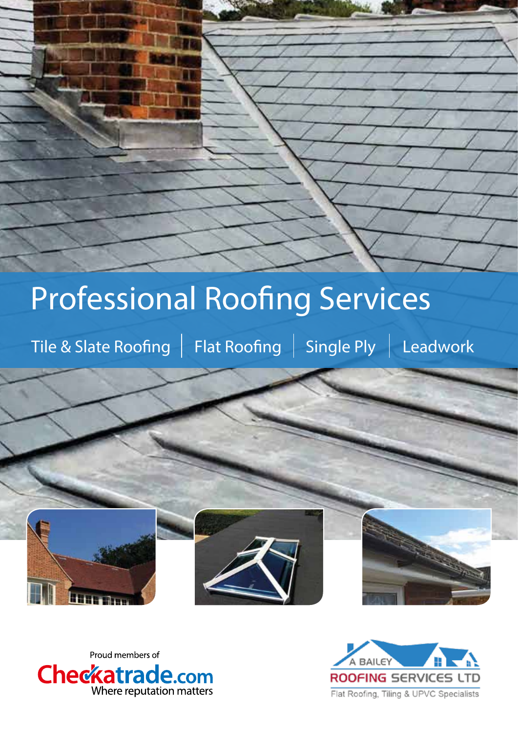# Professional Roofing Services

Tile & Slate Roofing | Flat Roofing | Single Ply | Leadwork

Proud members of

Checkatrade.com

Where reputation matters

A BAILEY

ROOFING SERVICES LTD

Flat Roofing, Tiling & UPVC Specialists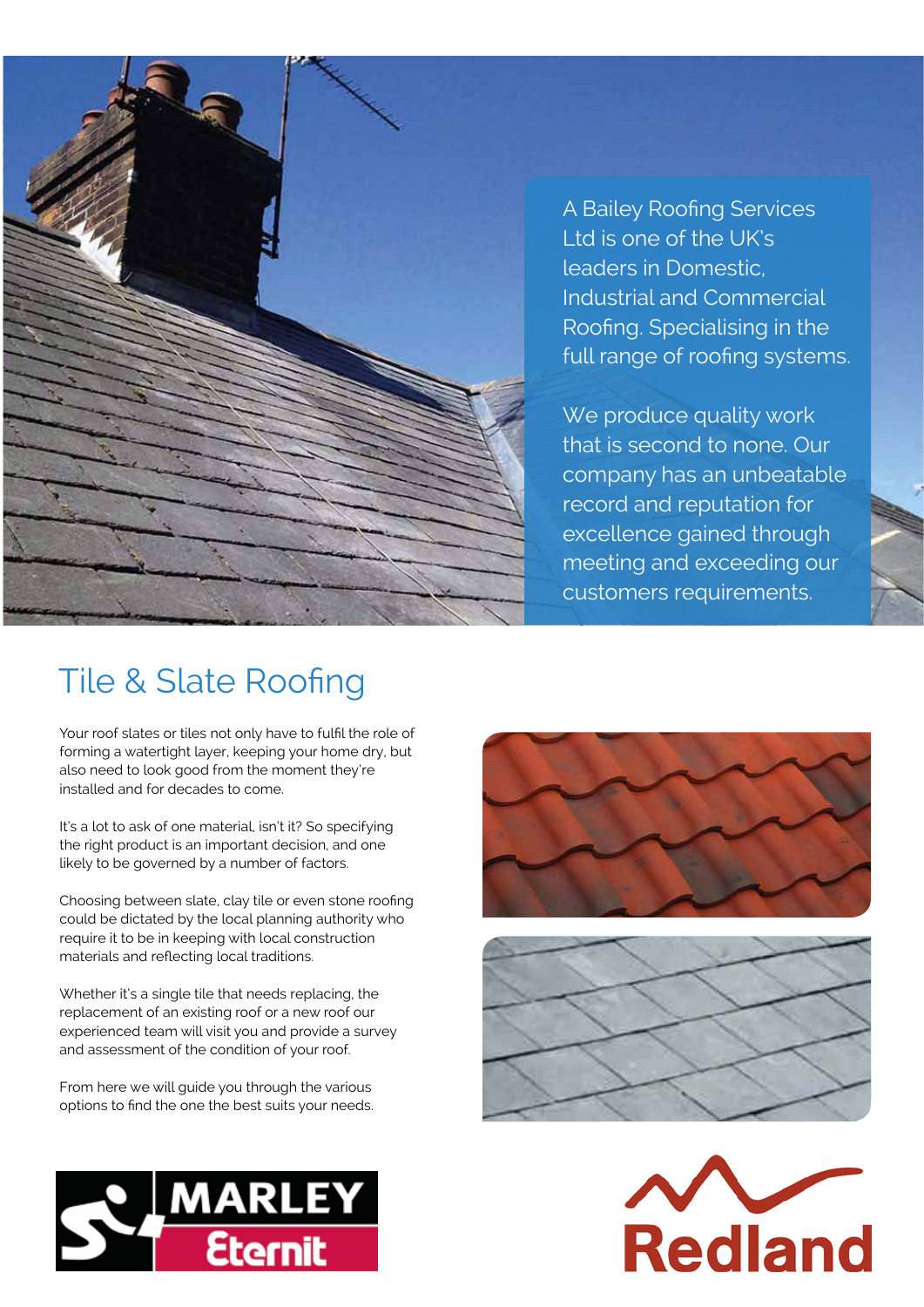A Bailey Roofing Services Ltd is one of the UK's leaders in Domestic, Industrial and Commercial Roofing. Specialising in the full range of roofing systems.

We produce quality work that is second to none. Our company has an unbeatable record and reputation for excellence gained through meeting and exceeding our customers requirements.

## Tile & Slate Roofing

Your roof slates or tiles not only have to fulfil the role of forming a watertight layer, keeping your home dry, but also need to look good from the moment they're installed and for decades to come.

It's a lot to ask of one material, isn't it? So specifying the right product is an important decision, and one likely to be governed by a number of factors.

Choosing between slate, clay tile or even stone roofing could be dictated by the local planning authority who require it to be in keeping with local construction materials and reflecting local traditions.

Whether it's a single tile that needs replacing, the replacement of an existing roof or a new roof our experienced team will visit you and provide a survey and assessment of the condition of your roof.

From here we will guide you through the various options to find the one the best suits your needs.

MARLEY Eternit

Redland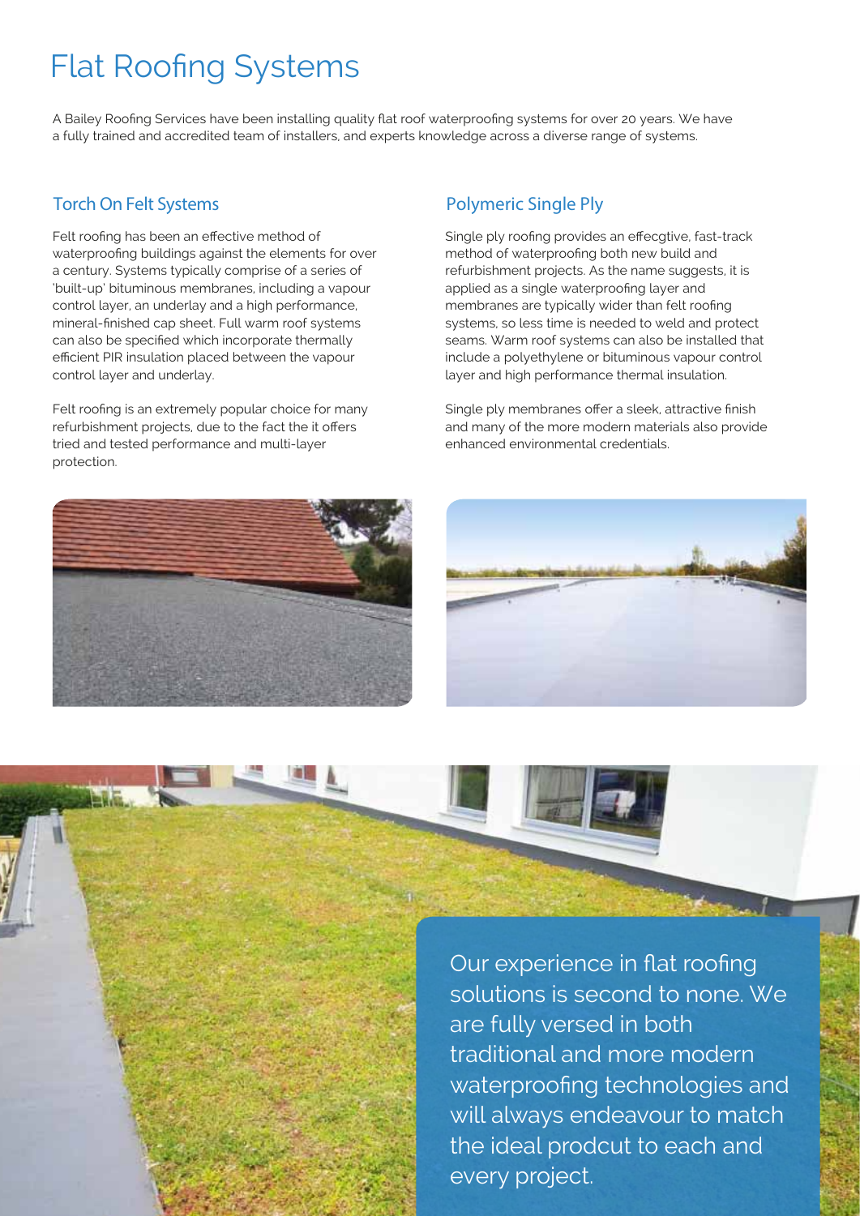# Flat Roofing Systems

A Bailey Roofing Services have been installing quality flat roof waterproofing systems for over 20 years. We have a fully trained and accredited team of installers, and experts knowledge across a diverse range of systems.

## Torch On Felt Systems

Felt roofing has been an effective method of waterproofing buildings against the elements for over a century. Systems typically comprise of a series of 'built-up' bituminous membranes, including a vapour control layer, an underlay and a high performance, mineral-finished cap sheet. Full warm roof systems can also be specified which incorporate thermally efficient PIR insulation placed between the vapour control layer and underlay.

Felt roofing is an extremely popular choice for many refurbishment projects, due to the fact the it offers tried and tested performance and multi-layer protection.

## Polymeric Single Ply

Single ply roofing provides an effecgtive, fast-track method of waterproofing both new build and refurbishment projects. As the name suggests, it is applied as a single waterproofing layer and membranes are typically wider than felt roofing systems, so less time is needed to weld and protect seams. Warm roof systems can also be installed that include a polyethylene or bituminous vapour control layer and high performance thermal insulation.

Single ply membranes offer a sleek, attractive finish and many of the more modern materials also provide enhanced environmental credentials.

Our experience in flat roofing solutions is second to none. We are fully versed in both traditional and more modern waterproofing technologies and will always endeavour to match the ideal prodcut to each and every project.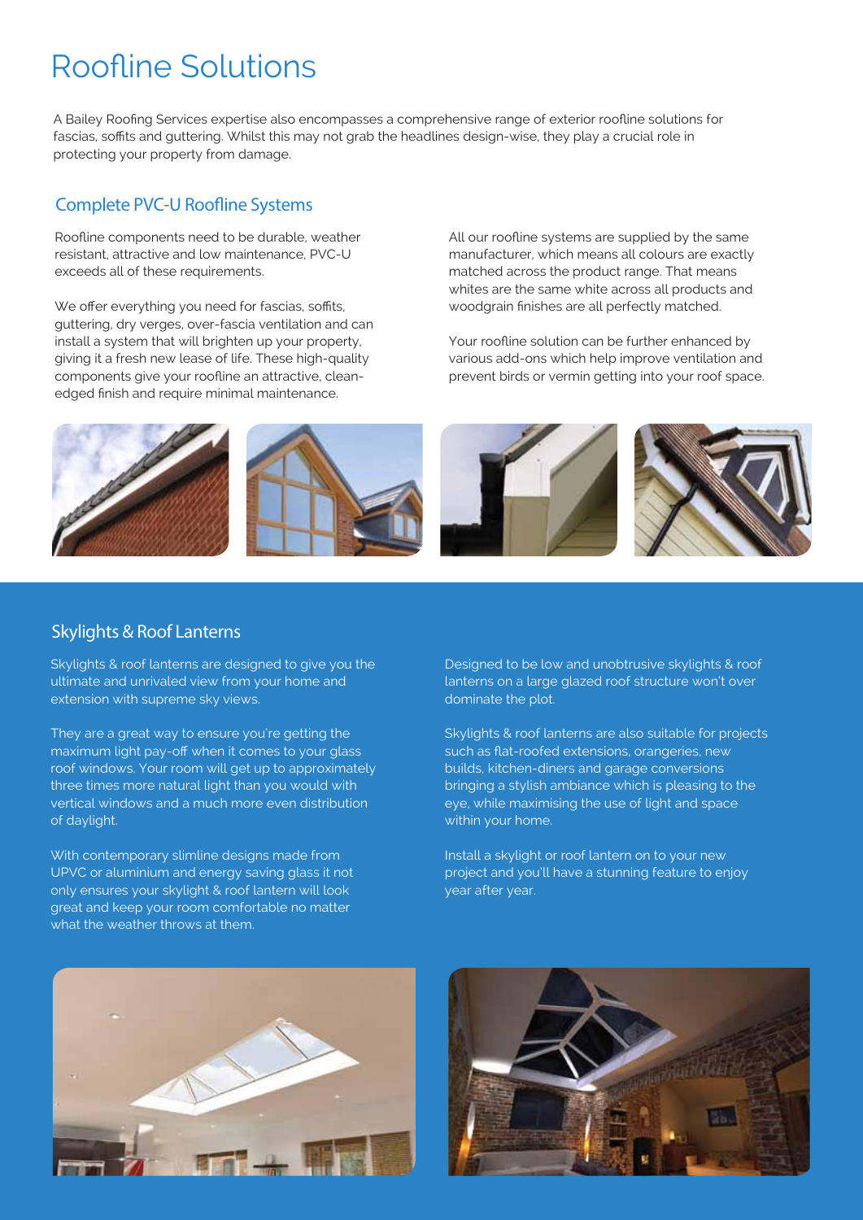# Roofline Solutions

A Bailey Roofing Services expertise also encompasses a comprehensive range of exterior roofline solutions for fascias, soffits and guttering. Whilst this may not grab the headlines design-wise, they play a crucial role in protecting your property from damage.

## Complete PVC-U Roofline Systems

Roofline components need to be durable, weather resistant, attractive and low maintenance, PVC-U exceeds all of these requirements.

We offer everything you need for fascias, soffits, guttering, dry verges, over-fascia ventilation and can install a system that will brighten up your property, giving it a fresh new lease of life. These high-quality components give your roofline an attractive, clean-edged finish and require minimal maintenance.

All our roofline systems are supplied by the same manufacturer, which means all colours are exactly matched across the product range. That means whites are the same white across all products and woodgrain finishes are all perfectly matched.

Your roofline solution can be further enhanced by various add-ons which help improve ventilation and prevent birds or vermin getting into your roof space.

## Skylights & Roof Lanterns

Skylights & roof lanterns are designed to give you the ultimate and unrivaled view from your home and extension with supreme sky views.

They are a great way to ensure you're getting the maximum light pay-off when it comes to your glass roof windows. Your room will get up to approximately three times more natural light than you would with vertical windows and a much more even distribution of daylight.

With contemporary slimline designs made from UPVC or aluminium and energy saving glass it not only ensures your skylight & roof lantern will look great and keep your room comfortable no matter what the weather throws at them.

Designed to be low and unobtrusive skylights & roof lanterns on a large glazed roof structure won't over dominate the plot.

Skylights & roof lanterns are also suitable for projects such as flat-roofed extensions, orangeries, new builds, kitchen-diners and garage conversions bringing a stylish ambiance which is pleasing to the eye, while maximising the use of light and space within your home.

Install a skylight or roof lantern on to your new project and you'll have a stunning feature to enjoy year after year.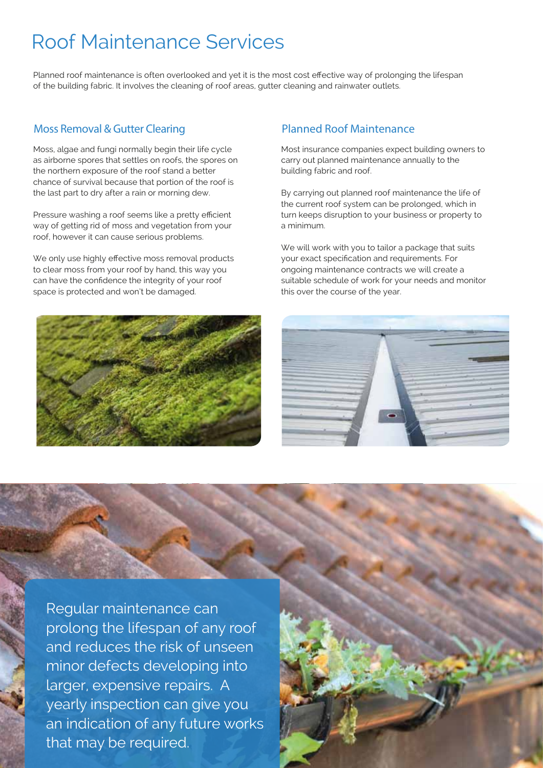# Roof Maintenance Services

Planned roof maintenance is often overlooked and yet it is the most cost effective way of prolonging the lifespan of the building fabric. It involves the cleaning of roof areas, gutter cleaning and rainwater outlets.

## Moss Removal & Gutter Clearing

Moss, algae and fungi normally begin their life cycle as airborne spores that settles on roofs, the spores on the northern exposure of the roof stand a better chance of survival because that portion of the roof is the last part to dry after a rain or morning dew.

Pressure washing a roof seems like a pretty efficient way of getting rid of moss and vegetation from your roof, however it can cause serious problems.

We only use highly effective moss removal products to clear moss from your roof by hand, this way you can have the confidence the integrity of your roof space is protected and won't be damaged.

## Planned Roof Maintenance

Most insurance companies expect building owners to carry out planned maintenance annually to the building fabric and roof.

By carrying out planned roof maintenance the life of the current roof system can be prolonged, which in turn keeps disruption to your business or property to a minimum.

We will work with you to tailor a package that suits your exact specification and requirements. For ongoing maintenance contracts we will create a suitable schedule of work for your needs and monitor this over the course of the year.

Regular maintenance can prolong the lifespan of any roof and reduces the risk of unseen minor defects developing into larger, expensive repairs. A yearly inspection can give you an indication of any future works that may be required.